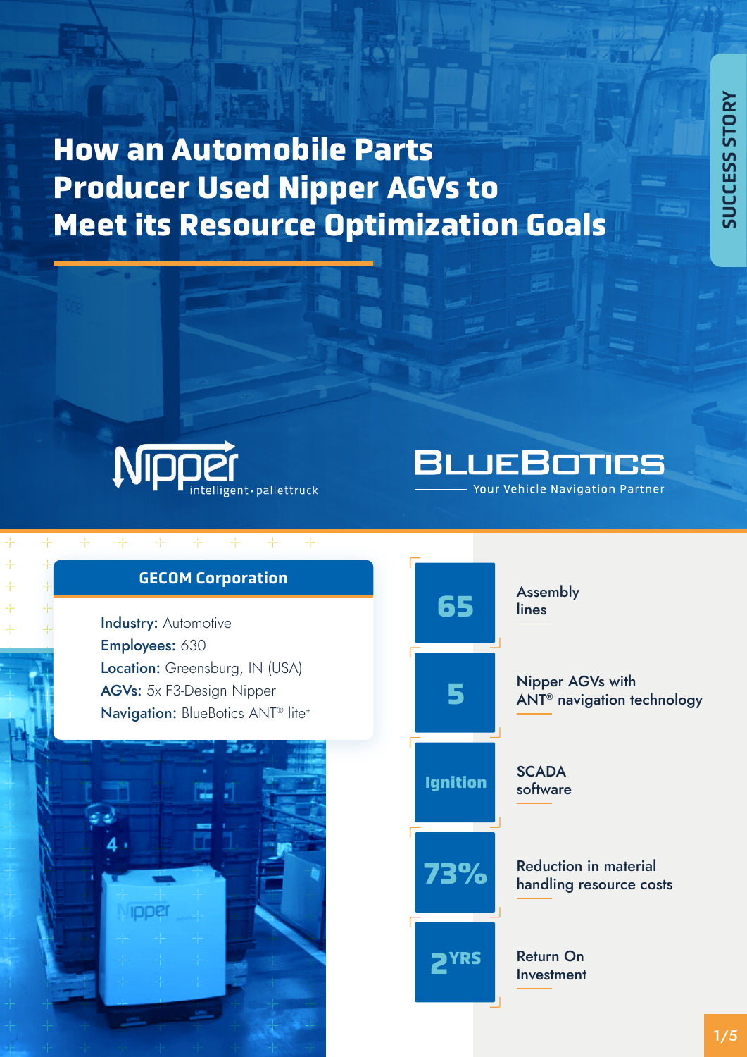SUCCESS STORY

# How an Automobile Parts Producer Used Nipper AGVs to Meet its Resource Optimization Goals

Nipper intelligent·pallettruck

BLUEBOTICS — Your Vehicle Navigation Partner

## GECOM Corporation

**Industry:** Automotive
**Employees:** 630
**Location:** Greensburg, IN (USA)
**AGVs:** 5x F3-Design Nipper
**Navigation:** BlueBotics ANT® lite⁺

| | |
|---|---|
| **65** | Assembly lines |
| **5** | Nipper AGVs with ANT® navigation technology |
| **Ignition** | SCADA software |
| **73%** | Reduction in material handling resource costs |
| **2 YRS** | Return On Investment |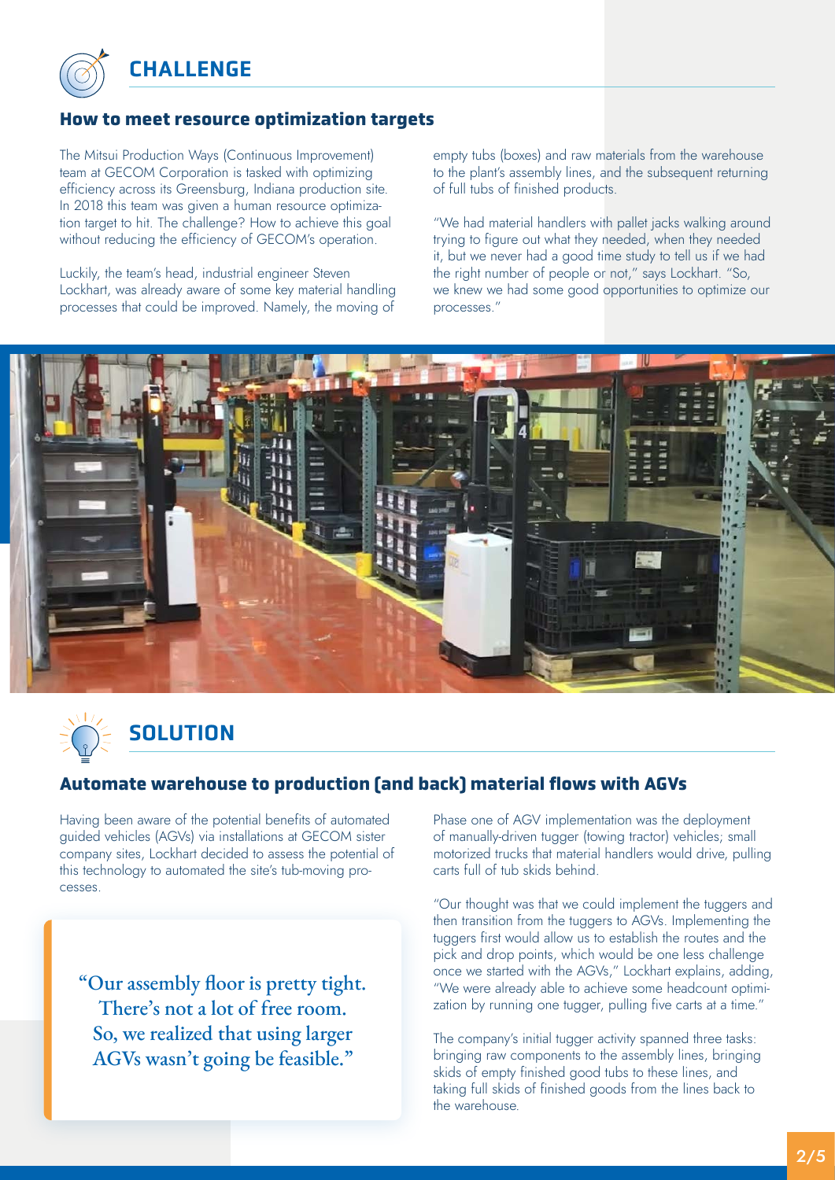## CHALLENGE

### How to meet resource optimization targets

The Mitsui Production Ways (Continuous Improvement) team at GECOM Corporation is tasked with optimizing efficiency across its Greensburg, Indiana production site. In 2018 this team was given a human resource optimization target to hit. The challenge? How to achieve this goal without reducing the efficiency of GECOM's operation.

Luckily, the team's head, industrial engineer Steven Lockhart, was already aware of some key material handling processes that could be improved. Namely, the moving of empty tubs (boxes) and raw materials from the warehouse to the plant's assembly lines, and the subsequent returning of full tubs of finished products.

"We had material handlers with pallet jacks walking around trying to figure out what they needed, when they needed it, but we never had a good time study to tell us if we had the right number of people or not," says Lockhart. "So, we knew we had some good opportunities to optimize our processes."

## SOLUTION

### Automate warehouse to production (and back) material flows with AGVs

Having been aware of the potential benefits of automated guided vehicles (AGVs) via installations at GECOM sister company sites, Lockhart decided to assess the potential of this technology to automated the site's tub-moving processes.

> "Our assembly floor is pretty tight. There's not a lot of free room. So, we realized that using larger AGVs wasn't going be feasible."

Phase one of AGV implementation was the deployment of manually-driven tugger (towing tractor) vehicles; small motorized trucks that material handlers would drive, pulling carts full of tub skids behind.

"Our thought was that we could implement the tuggers and then transition from the tuggers to AGVs. Implementing the tuggers first would allow us to establish the routes and the pick and drop points, which would be one less challenge once we started with the AGVs," Lockhart explains, adding, "We were already able to achieve some headcount optimization by running one tugger, pulling five carts at a time."

The company's initial tugger activity spanned three tasks: bringing raw components to the assembly lines, bringing skids of empty finished good tubs to these lines, and taking full skids of finished goods from the lines back to the warehouse.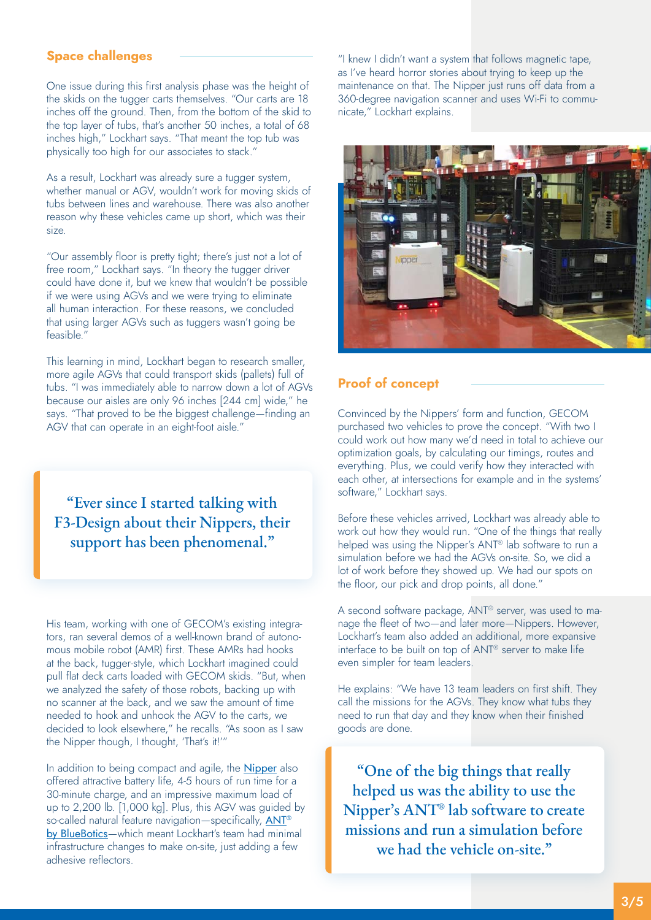## Space challenges

One issue during this first analysis phase was the height of the skids on the tugger carts themselves. "Our carts are 18 inches off the ground. Then, from the bottom of the skid to the top layer of tubs, that's another 50 inches, a total of 68 inches high," Lockhart says. "That meant the top tub was physically too high for our associates to stack."

As a result, Lockhart was already sure a tugger system, whether manual or AGV, wouldn't work for moving skids of tubs between lines and warehouse. There was also another reason why these vehicles came up short, which was their size.

"Our assembly floor is pretty tight; there's just not a lot of free room," Lockhart says. "In theory the tugger driver could have done it, but we knew that wouldn't be possible if we were using AGVs and we were trying to eliminate all human interaction. For these reasons, we concluded that using larger AGVs such as tuggers wasn't going be feasible."

This learning in mind, Lockhart began to research smaller, more agile AGVs that could transport skids (pallets) full of tubs. "I was immediately able to narrow down a lot of AGVs because our aisles are only 96 inches [244 cm] wide," he says. "That proved to be the biggest challenge—finding an AGV that can operate in an eight-foot aisle."

> "Ever since I started talking with F3-Design about their Nippers, their support has been phenomenal."

His team, working with one of GECOM's existing integrators, ran several demos of a well-known brand of autonomous mobile robot (AMR) first. These AMRs had hooks at the back, tugger-style, which Lockhart imagined could pull flat deck carts loaded with GECOM skids. "But, when we analyzed the safety of those robots, backing up with no scanner at the back, and we saw the amount of time needed to hook and unhook the AGV to the carts, we decided to look elsewhere," he recalls. "As soon as I saw the Nipper though, I thought, 'That's it!'"

In addition to being compact and agile, the Nipper also offered attractive battery life, 4-5 hours of run time for a 30-minute charge, and an impressive maximum load of up to 2,200 lb. [1,000 kg]. Plus, this AGV was guided by so-called natural feature navigation—specifically, ANT® by BlueBotics—which meant Lockhart's team had minimal infrastructure changes to make on-site, just adding a few adhesive reflectors.

"I knew I didn't want a system that follows magnetic tape, as I've heard horror stories about trying to keep up the maintenance on that. The Nipper just runs off data from a 360-degree navigation scanner and uses Wi-Fi to communicate," Lockhart explains.

## Proof of concept

Convinced by the Nippers' form and function, GECOM purchased two vehicles to prove the concept. "With two I could work out how many we'd need in total to achieve our optimization goals, by calculating our timings, routes and everything. Plus, we could verify how they interacted with each other, at intersections for example and in the systems' software," Lockhart says.

Before these vehicles arrived, Lockhart was already able to work out how they would run. "One of the things that really helped was using the Nipper's ANT® lab software to run a simulation before we had the AGVs on-site. So, we did a lot of work before they showed up. We had our spots on the floor, our pick and drop points, all done."

A second software package, ANT® server, was used to manage the fleet of two—and later more—Nippers. However, Lockhart's team also added an additional, more expansive interface to be built on top of ANT® server to make life even simpler for team leaders.

He explains: "We have 13 team leaders on first shift. They call the missions for the AGVs. They know what tubs they need to run that day and they know when their finished goods are done.

> "One of the big things that really helped us was the ability to use the Nipper's ANT® lab software to create missions and run a simulation before we had the vehicle on-site."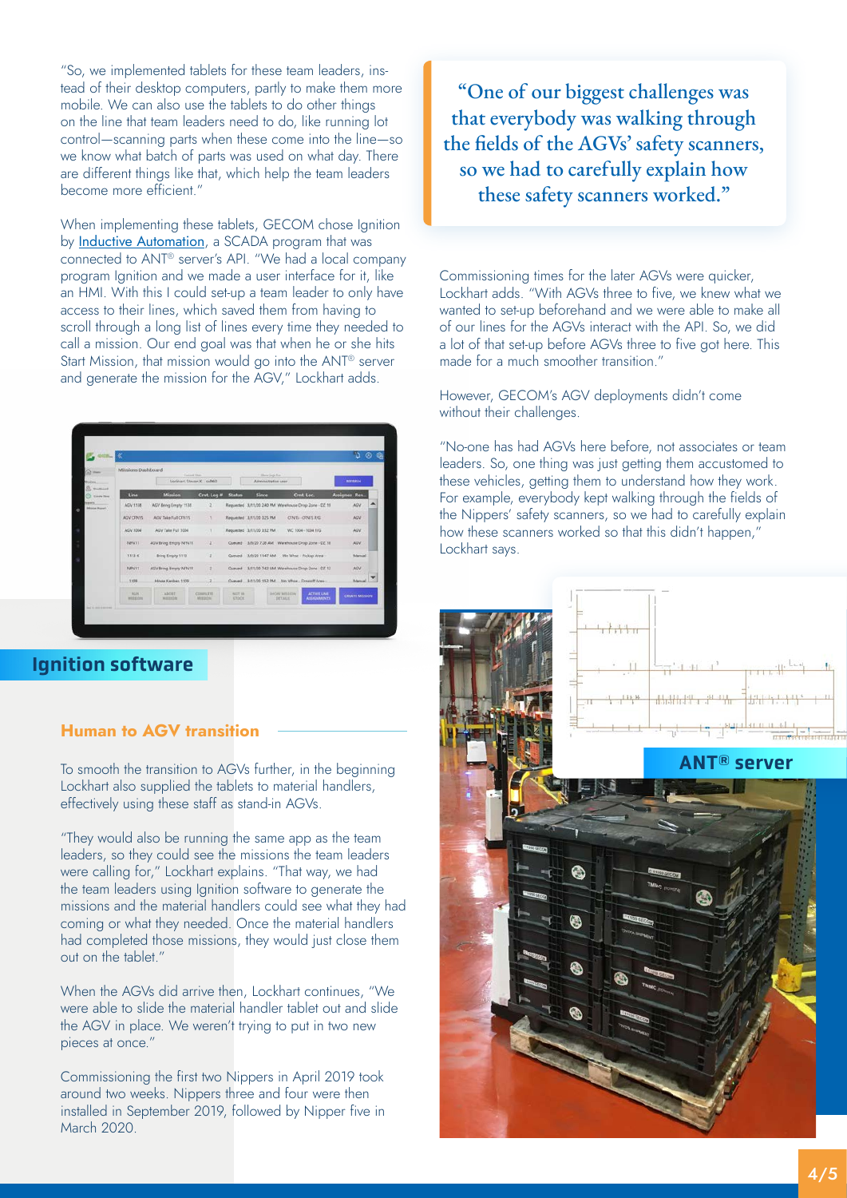"So, we implemented tablets for these team leaders, instead of their desktop computers, partly to make them more mobile. We can also use the tablets to do other things on the line that team leaders need to do, like running lot control—scanning parts when these come into the line—so we know what batch of parts was used on what day. There are different things like that, which help the team leaders become more efficient."

When implementing these tablets, GECOM chose Ignition by Inductive Automation, a SCADA program that was connected to ANT® server's API. "We had a local company program Ignition and we made a user interface for it, like an HMI. With this I could set-up a team leader to only have access to their lines, which saved them from having to scroll through a long list of lines every time they needed to call a mission. Our end goal was that when he or she hits Start Mission, that mission would go into the ANT® server and generate the mission for the AGV," Lockhart adds.

Ignition software

## Human to AGV transition

To smooth the transition to AGVs further, in the beginning Lockhart also supplied the tablets to material handlers, effectively using these staff as stand-in AGVs.

"They would also be running the same app as the team leaders, so they could see the missions the team leaders were calling for," Lockhart explains. "That way, we had the team leaders using Ignition software to generate the missions and the material handlers could see what they had coming or what they needed. Once the material handlers had completed those missions, they would just close them out on the tablet."

When the AGVs did arrive then, Lockhart continues, "We were able to slide the material handler tablet out and slide the AGV in place. We weren't trying to put in two new pieces at once."

Commissioning the first two Nippers in April 2019 took around two weeks. Nippers three and four were then installed in September 2019, followed by Nipper five in March 2020.

> "One of our biggest challenges was that everybody was walking through the fields of the AGVs' safety scanners, so we had to carefully explain how these safety scanners worked."

Commissioning times for the later AGVs were quicker, Lockhart adds. "With AGVs three to five, we knew what we wanted to set-up beforehand and we were able to make all of our lines for the AGVs interact with the API. So, we did a lot of that set-up before AGVs three to five got here. This made for a much smoother transition."

However, GECOM's AGV deployments didn't come without their challenges.

"No-one has had AGVs here before, not associates or team leaders. So, one thing was just getting them accustomed to these vehicles, getting them to understand how they work. For example, everybody kept walking through the fields of the Nippers' safety scanners, so we had to carefully explain how these scanners worked so that this didn't happen," Lockhart says.

ANT® server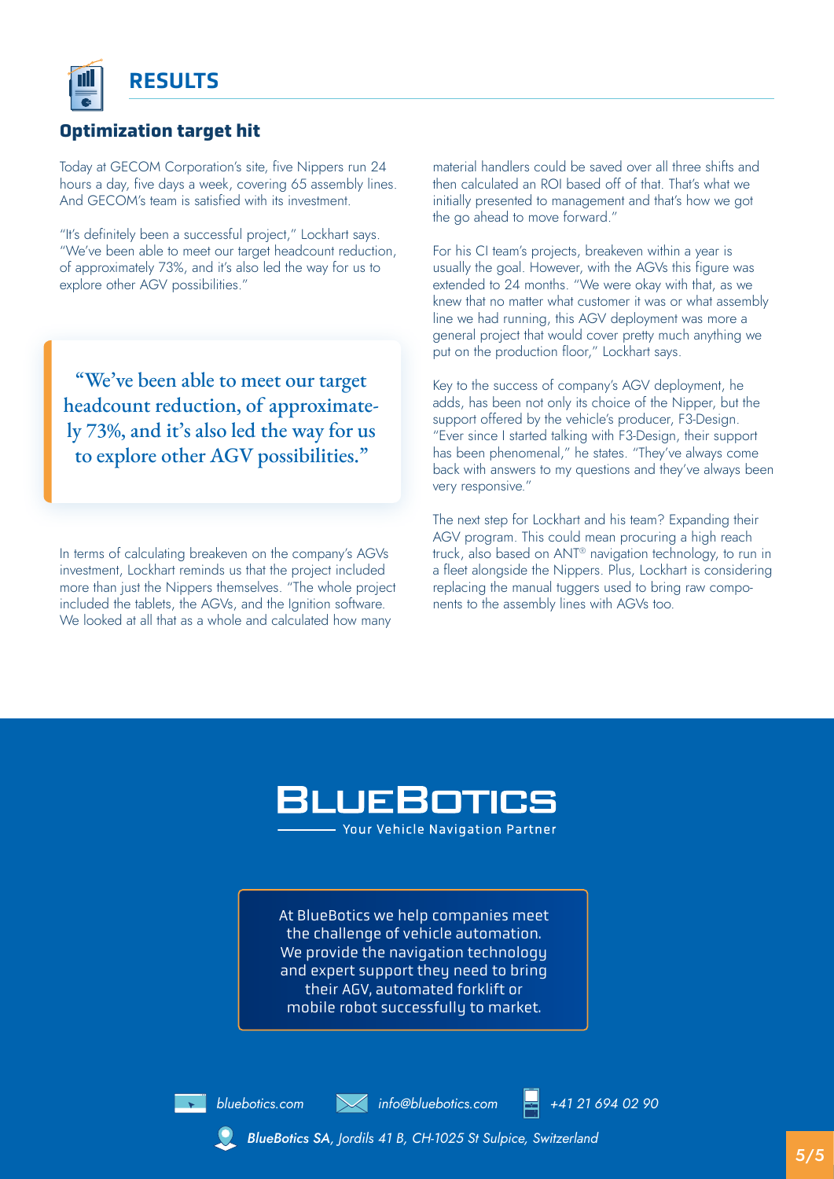## RESULTS

### Optimization target hit

Today at GECOM Corporation's site, five Nippers run 24 hours a day, five days a week, covering 65 assembly lines. And GECOM's team is satisfied with its investment.

"It's definitely been a successful project," Lockhart says. "We've been able to meet our target headcount reduction, of approximately 73%, and it's also led the way for us to explore other AGV possibilities."

> "We've been able to meet our target headcount reduction, of approximately 73%, and it's also led the way for us to explore other AGV possibilities."

In terms of calculating breakeven on the company's AGVs investment, Lockhart reminds us that the project included more than just the Nippers themselves. "The whole project included the tablets, the AGVs, and the Ignition software. We looked at all that as a whole and calculated how many material handlers could be saved over all three shifts and then calculated an ROI based off of that. That's what we initially presented to management and that's how we got the go ahead to move forward."

For his CI team's projects, breakeven within a year is usually the goal. However, with the AGVs this figure was extended to 24 months. "We were okay with that, as we knew that no matter what customer it was or what assembly line we had running, this AGV deployment was more a general project that would cover pretty much anything we put on the production floor," Lockhart says.

Key to the success of company's AGV deployment, he adds, has been not only its choice of the Nipper, but the support offered by the vehicle's producer, F3-Design. "Ever since I started talking with F3-Design, their support has been phenomenal," he states. "They've always come back with answers to my questions and they've always been very responsive."

The next step for Lockhart and his team? Expanding their AGV program. This could mean procuring a high reach truck, also based on ANT® navigation technology, to run in a fleet alongside the Nippers. Plus, Lockhart is considering replacing the manual tuggers used to bring raw components to the assembly lines with AGVs too.

**BLUEBOTICS**

Your Vehicle Navigation Partner

At BlueBotics we help companies meet the challenge of vehicle automation. We provide the navigation technology and expert support they need to bring their AGV, automated forklift or mobile robot successfully to market.

*bluebotics.com* *info@bluebotics.com* *+41 21 694 02 90*

***BlueBotics SA**, Jordils 41 B, CH-1025 St Sulpice, Switzerland*